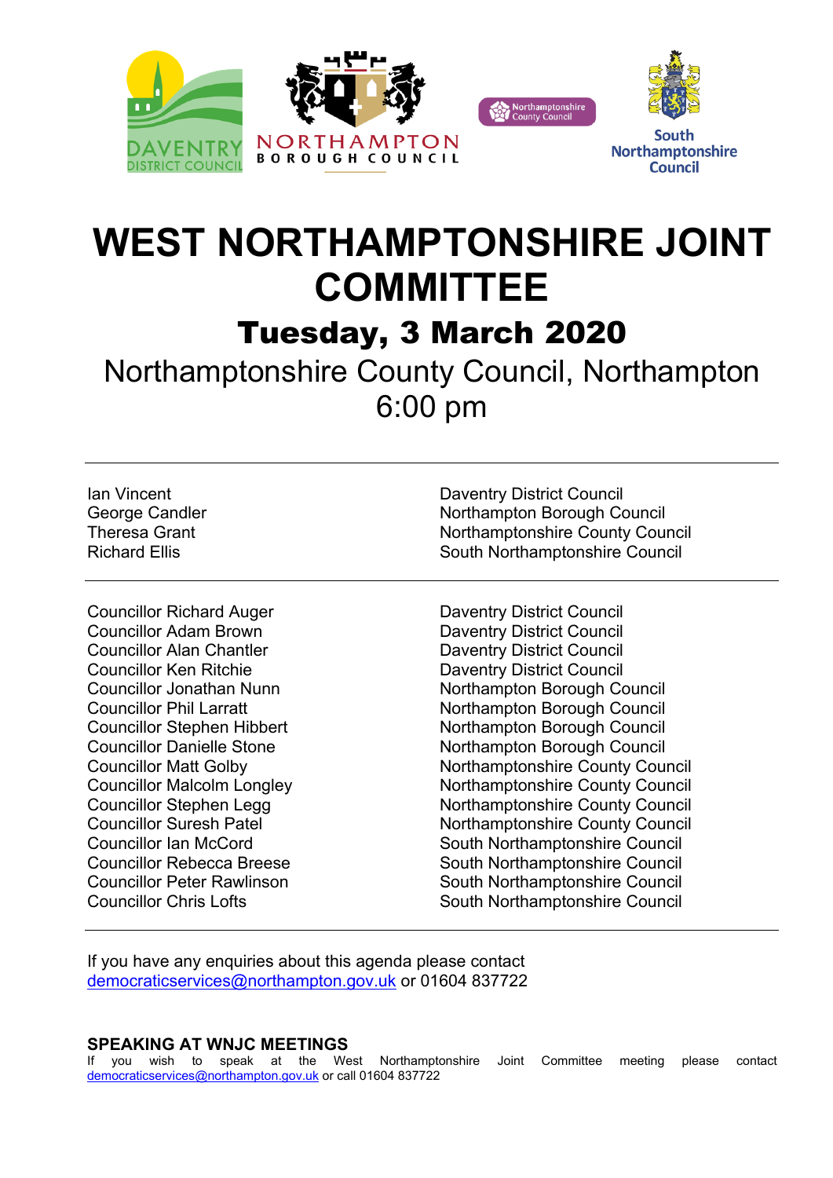DAVENTRY DISTRICT COUNCIL

NORTHAMPTON BOROUGH COUNCIL

Northamptonshire County Council

South Northamptonshire Council

# WEST NORTHAMPTONSHIRE JOINT COMMITTEE

## Tuesday, 3 March 2020

### Northamptonshire County Council, Northampton 6:00 pm

---

| | |
|---|---|
| Ian Vincent | Daventry District Council |
| George Candler | Northampton Borough Council |
| Theresa Grant | Northamptonshire County Council |
| Richard Ellis | South Northamptonshire Council |

---

| | |
|---|---|
| Councillor Richard Auger | Daventry District Council |
| Councillor Adam Brown | Daventry District Council |
| Councillor Alan Chantler | Daventry District Council |
| Councillor Ken Ritchie | Daventry District Council |
| Councillor Jonathan Nunn | Northampton Borough Council |
| Councillor Phil Larratt | Northampton Borough Council |
| Councillor Stephen Hibbert | Northampton Borough Council |
| Councillor Danielle Stone | Northampton Borough Council |
| Councillor Matt Golby | Northamptonshire County Council |
| Councillor Malcolm Longley | Northamptonshire County Council |
| Councillor Stephen Legg | Northamptonshire County Council |
| Councillor Suresh Patel | Northamptonshire County Council |
| Councillor Ian McCord | South Northamptonshire Council |
| Councillor Rebecca Breese | South Northamptonshire Council |
| Councillor Peter Rawlinson | South Northamptonshire Council |
| Councillor Chris Lofts | South Northamptonshire Council |

---

If you have any enquiries about this agenda please contact democraticservices@northampton.gov.uk or 01604 837722

**SPEAKING AT WNJC MEETINGS**

If you wish to speak at the West Northamptonshire Joint Committee meeting please contact democraticservices@northampton.gov.uk or call 01604 837722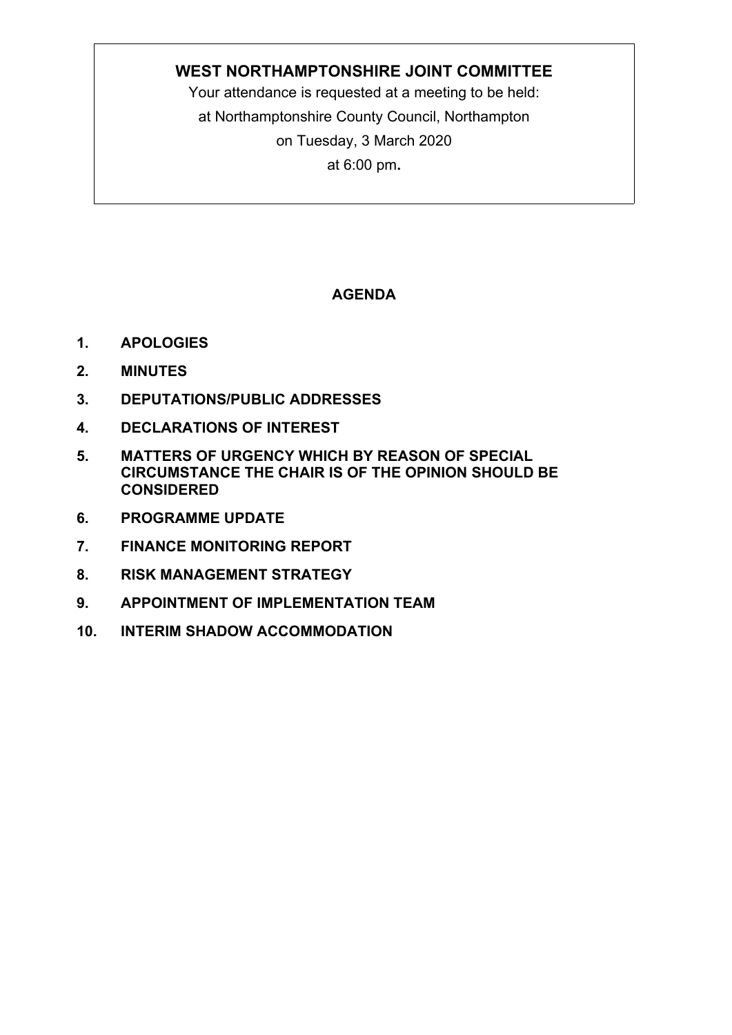**WEST NORTHAMPTONSHIRE JOINT COMMITTEE**

Your attendance is requested at a meeting to be held:

at Northamptonshire County Council, Northampton

on Tuesday, 3 March 2020

at 6:00 pm**.**

## AGENDA

1. **APOLOGIES**
2. **MINUTES**
3. **DEPUTATIONS/PUBLIC ADDRESSES**
4. **DECLARATIONS OF INTEREST**
5. **MATTERS OF URGENCY WHICH BY REASON OF SPECIAL CIRCUMSTANCE THE CHAIR IS OF THE OPINION SHOULD BE CONSIDERED**
6. **PROGRAMME UPDATE**
7. **FINANCE MONITORING REPORT**
8. **RISK MANAGEMENT STRATEGY**
9. **APPOINTMENT OF IMPLEMENTATION TEAM**
10. **INTERIM SHADOW ACCOMMODATION**